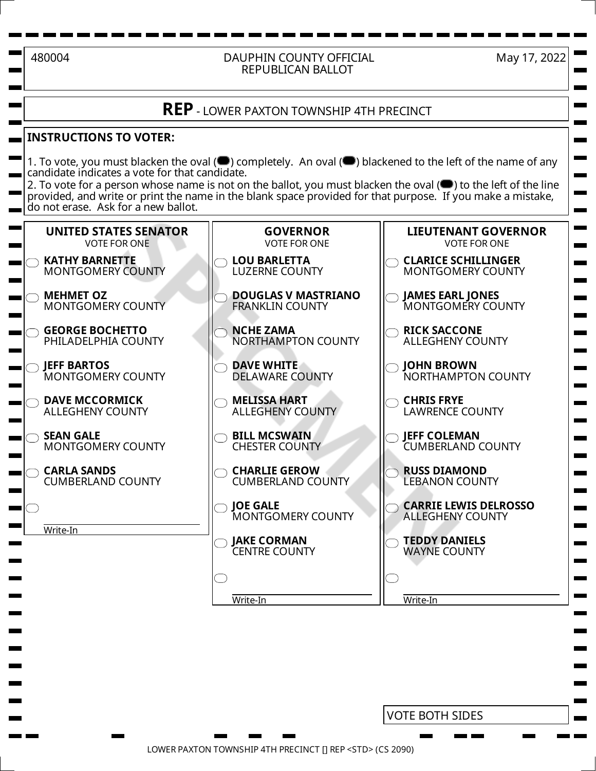480004

DAUPHIN COUNTY OFFICIAL
REPUBLICAN BALLOT

May 17, 2022

# REP - LOWER PAXTON TOWNSHIP 4TH PRECINCT

**INSTRUCTIONS TO VOTER:**

1. To vote, you must blacken the oval (⬬) completely. An oval (⬬) blackened to the left of the name of any candidate indicates a vote for that candidate.
2. To vote for a person whose name is not on the ballot, you must blacken the oval (⬬) to the left of the line provided, and write or print the name in the blank space provided for that purpose. If you make a mistake, do not erase. Ask for a new ballot.

## UNITED STATES SENATOR
VOTE FOR ONE

- ⬭ **KATHY BARNETTE** MONTGOMERY COUNTY
- ⬭ **MEHMET OZ** MONTGOMERY COUNTY
- ⬭ **GEORGE BOCHETTO** PHILADELPHIA COUNTY
- ⬭ **JEFF BARTOS** MONTGOMERY COUNTY
- ⬭ **DAVE MCCORMICK** ALLEGHENY COUNTY
- ⬭ **SEAN GALE** MONTGOMERY COUNTY
- ⬭ **CARLA SANDS** CUMBERLAND COUNTY
- ⬭ ____________ Write-In

## GOVERNOR
VOTE FOR ONE

- ⬭ **LOU BARLETTA** LUZERNE COUNTY
- ⬭ **DOUGLAS V MASTRIANO** FRANKLIN COUNTY
- ⬭ **NCHE ZAMA** NORTHAMPTON COUNTY
- ⬭ **DAVE WHITE** DELAWARE COUNTY
- ⬭ **MELISSA HART** ALLEGHENY COUNTY
- ⬭ **BILL MCSWAIN** CHESTER COUNTY
- ⬭ **CHARLIE GEROW** CUMBERLAND COUNTY
- ⬭ **JOE GALE** MONTGOMERY COUNTY
- ⬭ **JAKE CORMAN** CENTRE COUNTY
- ⬭ ____________ Write-In

## LIEUTENANT GOVERNOR
VOTE FOR ONE

- ⬭ **CLARICE SCHILLINGER** MONTGOMERY COUNTY
- ⬭ **JAMES EARL JONES** MONTGOMERY COUNTY
- ⬭ **RICK SACCONE** ALLEGHENY COUNTY
- ⬭ **JOHN BROWN** NORTHAMPTON COUNTY
- ⬭ **CHRIS FRYE** LAWRENCE COUNTY
- ⬭ **JEFF COLEMAN** CUMBERLAND COUNTY
- ⬭ **RUSS DIAMOND** LEBANON COUNTY
- ⬭ **CARRIE LEWIS DELROSSO** ALLEGHENY COUNTY
- ⬭ **TEDDY DANIELS** WAYNE COUNTY
- ⬭ ____________ Write-In

VOTE BOTH SIDES

LOWER PAXTON TOWNSHIP 4TH PRECINCT [] REP <STD> (CS 2090)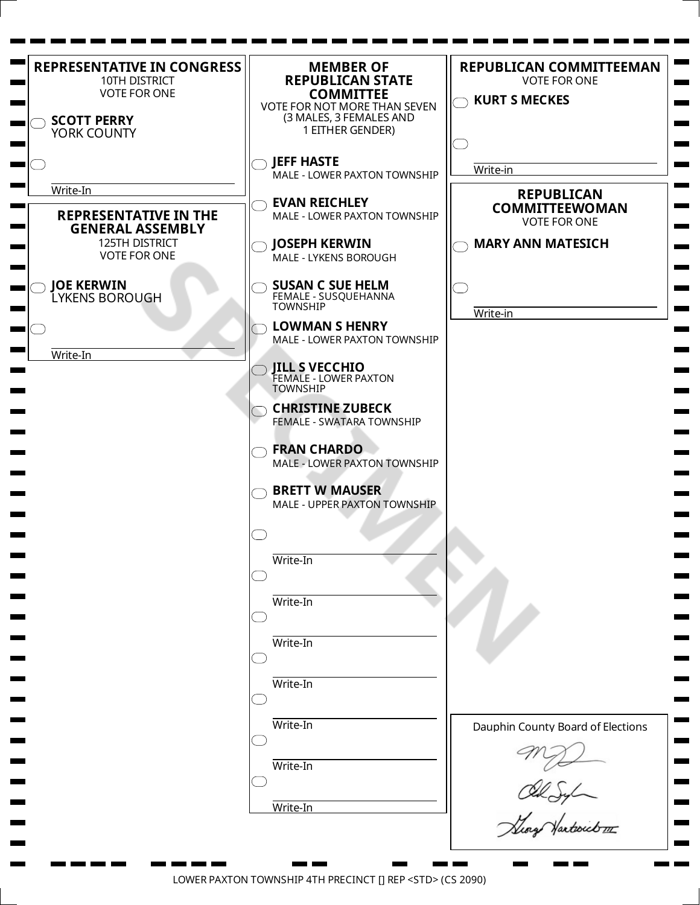## REPRESENTATIVE IN CONGRESS

10TH DISTRICT
VOTE FOR ONE

- SCOTT PERRY — YORK COUNTY
- Write-In

## REPRESENTATIVE IN THE GENERAL ASSEMBLY

125TH DISTRICT
VOTE FOR ONE

- JOE KERWIN — LYKENS BOROUGH
- Write-In

## MEMBER OF REPUBLICAN STATE COMMITTEE

VOTE FOR NOT MORE THAN SEVEN
(3 MALES, 3 FEMALES AND
1 EITHER GENDER)

- **JEFF HASTE** — MALE - LOWER PAXTON TOWNSHIP
- **EVAN REICHLEY** — MALE - LOWER PAXTON TOWNSHIP
- **JOSEPH KERWIN** — MALE - LYKENS BOROUGH
- **SUSAN C SUE HELM** — FEMALE - SUSQUEHANNA TOWNSHIP
- **LOWMAN S HENRY** — MALE - LOWER PAXTON TOWNSHIP
- **JILL S VECCHIO** — FEMALE - LOWER PAXTON TOWNSHIP
- **CHRISTINE ZUBECK** — FEMALE - SWATARA TOWNSHIP
- **FRAN CHARDO** — MALE - LOWER PAXTON TOWNSHIP
- **BRETT W MAUSER** — MALE - UPPER PAXTON TOWNSHIP
- Write-In
- Write-In
- Write-In
- Write-In
- Write-In
- Write-In
- Write-In

## REPUBLICAN COMMITTEEMAN

VOTE FOR ONE

- **KURT S MECKES**
- Write-in

## REPUBLICAN COMMITTEEWOMAN

VOTE FOR ONE

- **MARY ANN MATESICH**
- Write-in

Dauphin County Board of Elections

LOWER PAXTON TOWNSHIP 4TH PRECINCT [] REP <STD> (CS 2090)